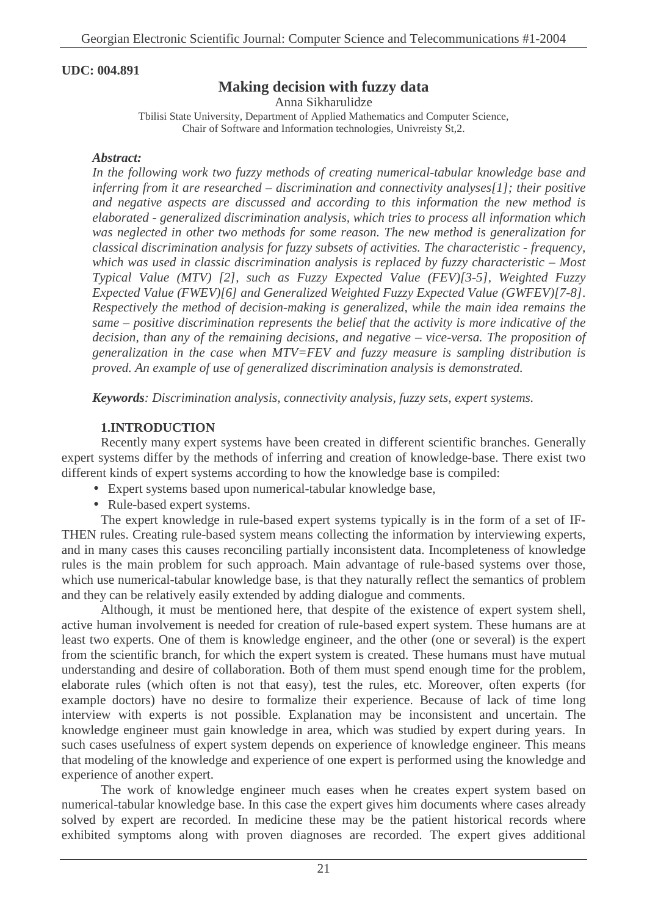**UDC: 004.891**

# Making decision with fuzzy data

Anna Sikharulidze

Tbilisi State University, Department of Applied Mathematics and Computer Science,
Chair of Software and Information technologies, Univreisty St,2.

***Abstract:***

*In the following work two fuzzy methods of creating numerical-tabular knowledge base and inferring from it are researched – discrimination and connectivity analyses[1]; their positive and negative aspects are discussed and according to this information the new method is elaborated - generalized discrimination analysis, which tries to process all information which was neglected in other two methods for some reason. The new method is generalization for classical discrimination analysis for fuzzy subsets of activities. The characteristic - frequency, which was used in classic discrimination analysis is replaced by fuzzy characteristic – Most Typical Value (MTV) [2], such as Fuzzy Expected Value (FEV)[3-5], Weighted Fuzzy Expected Value (FWEV)[6] and Generalized Weighted Fuzzy Expected Value (GWFEV)[7-8]. Respectively the method of decision-making is generalized, while the main idea remains the same – positive discrimination represents the belief that the activity is more indicative of the decision, than any of the remaining decisions, and negative – vice-versa. The proposition of generalization in the case when MTV=FEV and fuzzy measure is sampling distribution is proved. An example of use of generalized discrimination analysis is demonstrated.*

***Keywords****: Discrimination analysis, connectivity analysis, fuzzy sets, expert systems.*

## 1.INTRODUCTION

Recently many expert systems have been created in different scientific branches. Generally expert systems differ by the methods of inferring and creation of knowledge-base. There exist two different kinds of expert systems according to how the knowledge base is compiled:

- Expert systems based upon numerical-tabular knowledge base,
- Rule-based expert systems.

The expert knowledge in rule-based expert systems typically is in the form of a set of IF-THEN rules. Creating rule-based system means collecting the information by interviewing experts, and in many cases this causes reconciling partially inconsistent data. Incompleteness of knowledge rules is the main problem for such approach. Main advantage of rule-based systems over those, which use numerical-tabular knowledge base, is that they naturally reflect the semantics of problem and they can be relatively easily extended by adding dialogue and comments.

Although, it must be mentioned here, that despite of the existence of expert system shell, active human involvement is needed for creation of rule-based expert system. These humans are at least two experts. One of them is knowledge engineer, and the other (one or several) is the expert from the scientific branch, for which the expert system is created. These humans must have mutual understanding and desire of collaboration. Both of them must spend enough time for the problem, elaborate rules (which often is not that easy), test the rules, etc. Moreover, often experts (for example doctors) have no desire to formalize their experience. Because of lack of time long interview with experts is not possible. Explanation may be inconsistent and uncertain. The knowledge engineer must gain knowledge in area, which was studied by expert during years. In such cases usefulness of expert system depends on experience of knowledge engineer. This means that modeling of the knowledge and experience of one expert is performed using the knowledge and experience of another expert.

The work of knowledge engineer much eases when he creates expert system based on numerical-tabular knowledge base. In this case the expert gives him documents where cases already solved by expert are recorded. In medicine these may be the patient historical records where exhibited symptoms along with proven diagnoses are recorded. The expert gives additional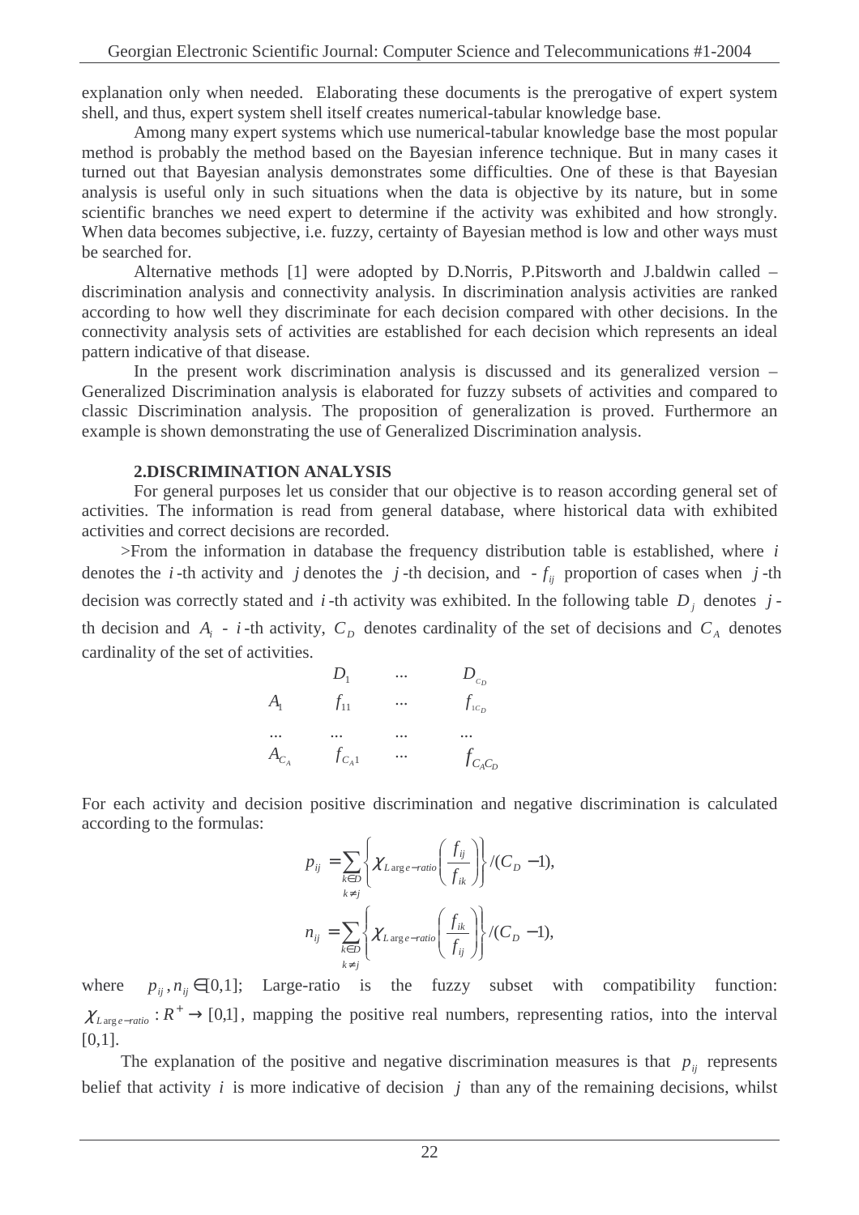explanation only when needed. Elaborating these documents is the prerogative of expert system shell, and thus, expert system shell itself creates numerical-tabular knowledge base.

Among many expert systems which use numerical-tabular knowledge base the most popular method is probably the method based on the Bayesian inference technique. But in many cases it turned out that Bayesian analysis demonstrates some difficulties. One of these is that Bayesian analysis is useful only in such situations when the data is objective by its nature, but in some scientific branches we need expert to determine if the activity was exhibited and how strongly. When data becomes subjective, i.e. fuzzy, certainty of Bayesian method is low and other ways must be searched for.

Alternative methods [1] were adopted by D.Norris, P.Pitsworth and J.baldwin called – discrimination analysis and connectivity analysis. In discrimination analysis activities are ranked according to how well they discriminate for each decision compared with other decisions. In the connectivity analysis sets of activities are established for each decision which represents an ideal pattern indicative of that disease.

In the present work discrimination analysis is discussed and its generalized version – Generalized Discrimination analysis is elaborated for fuzzy subsets of activities and compared to classic Discrimination analysis. The proposition of generalization is proved. Furthermore an example is shown demonstrating the use of Generalized Discrimination analysis.

## 2.DISCRIMINATION ANALYSIS

For general purposes let us consider that our objective is to reason according general set of activities. The information is read from general database, where historical data with exhibited activities and correct decisions are recorded.

>From the information in database the frequency distribution table is established, where $i$ denotes the $i$-th activity and $j$ denotes the $j$-th decision, and - $f_{ij}$ proportion of cases when $j$-th decision was correctly stated and $i$-th activity was exhibited. In the following table $D_j$ denotes $j$-th decision and $A_i$ - $i$-th activity, $C_D$ denotes cardinality of the set of decisions and $C_A$ denotes cardinality of the set of activities.

| | $D_1$ | ... | $D_{C_D}$ |
|---|---|---|---|
| $A_1$ | $f_{11}$ | ... | $f_{1C_D}$ |
| ... | ... | ... | ... |
| $A_{C_A}$ | $f_{C_A 1}$ | ... | $f_{C_A C_D}$ |

For each activity and decision positive discrimination and negative discrimination is calculated according to the formulas:

$$p_{ij} = \sum_{\substack{k \in D \\ k \neq j}} \left\{ \chi_{Large-ratio}\left( \frac{f_{ij}}{f_{ik}} \right) \right\} / (C_D - 1),$$

$$n_{ij} = \sum_{\substack{k \in D \\ k \neq j}} \left\{ \chi_{Large-ratio}\left( \frac{f_{ik}}{f_{ij}} \right) \right\} / (C_D - 1),$$

where $p_{ij}, n_{ij} \in [0,1]$; Large-ratio is the fuzzy subset with compatibility function: $\chi_{Large-ratio} : R^+ \to [0,1]$, mapping the positive real numbers, representing ratios, into the interval [0,1].

The explanation of the positive and negative discrimination measures is that $p_{ij}$ represents belief that activity $i$ is more indicative of decision $j$ than any of the remaining decisions, whilst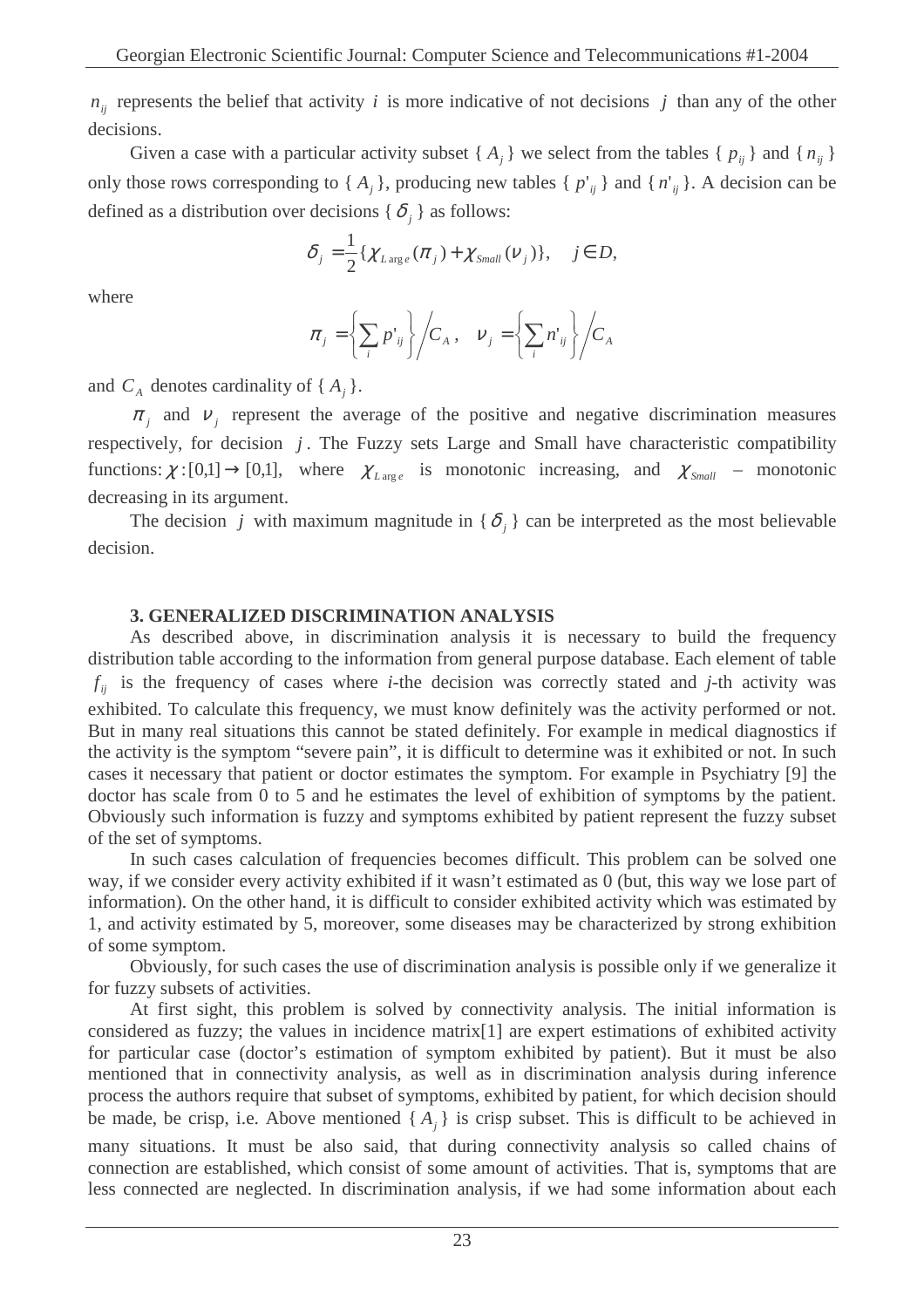$n_{ij}$ represents the belief that activity $i$ is more indicative of not decisions $j$ than any of the other decisions.

Given a case with a particular activity subset $\{A_j\}$ we select from the tables $\{p_{ij}\}$ and $\{n_{ij}\}$ only those rows corresponding to $\{A_j\}$, producing new tables $\{p'_{ij}\}$ and $\{n'_{ij}\}$. A decision can be defined as a distribution over decisions $\{\delta_j\}$ as follows:

$$\delta_j = \frac{1}{2}\{\chi_{Large}(\pi_j) + \chi_{Small}(\nu_j)\}, \quad j \in D,$$

where

$$\pi_j = \left\{\sum_i p'_{ij}\right\} \Big/ C_A, \quad \nu_j = \left\{\sum_i n'_{ij}\right\} \Big/ C_A$$

and $C_A$ denotes cardinality of $\{A_j\}$.

$\pi_j$ and $\nu_j$ represent the average of the positive and negative discrimination measures respectively, for decision $j$. The Fuzzy sets Large and Small have characteristic compatibility functions: $\chi : [0,1] \to [0,1]$, where $\chi_{Large}$ is monotonic increasing, and $\chi_{Small}$ – monotonic decreasing in its argument.

The decision $j$ with maximum magnitude in $\{\delta_j\}$ can be interpreted as the most believable decision.

### 3. GENERALIZED DISCRIMINATION ANALYSIS

As described above, in discrimination analysis it is necessary to build the frequency distribution table according to the information from general purpose database. Each element of table $f_{ij}$ is the frequency of cases where *i*-the decision was correctly stated and *j*-th activity was exhibited. To calculate this frequency, we must know definitely was the activity performed or not. But in many real situations this cannot be stated definitely. For example in medical diagnostics if the activity is the symptom "severe pain", it is difficult to determine was it exhibited or not. In such cases it necessary that patient or doctor estimates the symptom. For example in Psychiatry [9] the doctor has scale from 0 to 5 and he estimates the level of exhibition of symptoms by the patient. Obviously such information is fuzzy and symptoms exhibited by patient represent the fuzzy subset of the set of symptoms.

In such cases calculation of frequencies becomes difficult. This problem can be solved one way, if we consider every activity exhibited if it wasn't estimated as 0 (but, this way we lose part of information). On the other hand, it is difficult to consider exhibited activity which was estimated by 1, and activity estimated by 5, moreover, some diseases may be characterized by strong exhibition of some symptom.

Obviously, for such cases the use of discrimination analysis is possible only if we generalize it for fuzzy subsets of activities.

At first sight, this problem is solved by connectivity analysis. The initial information is considered as fuzzy; the values in incidence matrix[1] are expert estimations of exhibited activity for particular case (doctor's estimation of symptom exhibited by patient). But it must be also mentioned that in connectivity analysis, as well as in discrimination analysis during inference process the authors require that subset of symptoms, exhibited by patient, for which decision should be made, be crisp, i.e. Above mentioned $\{A_j\}$ is crisp subset. This is difficult to be achieved in many situations. It must be also said, that during connectivity analysis so called chains of connection are established, which consist of some amount of activities. That is, symptoms that are less connected are neglected. In discrimination analysis, if we had some information about each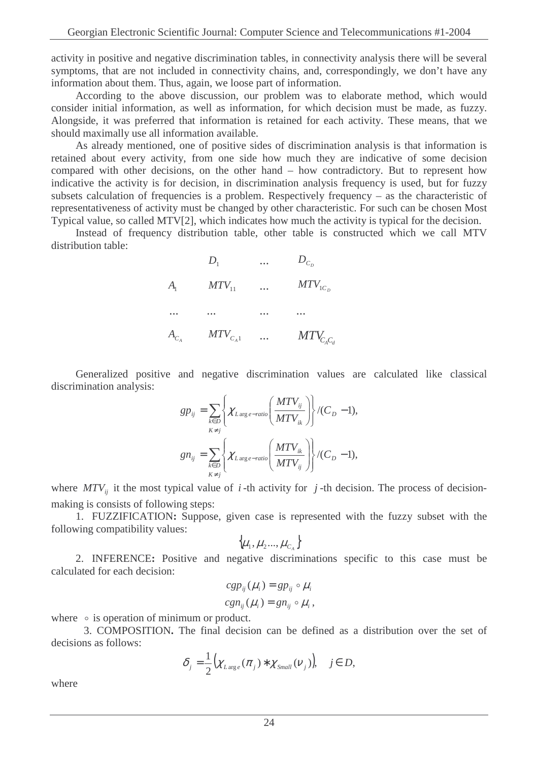activity in positive and negative discrimination tables, in connectivity analysis there will be several symptoms, that are not included in connectivity chains, and, correspondingly, we don't have any information about them. Thus, again, we loose part of information.

According to the above discussion, our problem was to elaborate method, which would consider initial information, as well as information, for which decision must be made, as fuzzy. Alongside, it was preferred that information is retained for each activity. These means, that we should maximally use all information available.

As already mentioned, one of positive sides of discrimination analysis is that information is retained about every activity, from one side how much they are indicative of some decision compared with other decisions, on the other hand – how contradictory. But to represent how indicative the activity is for decision, in discrimination analysis frequency is used, but for fuzzy subsets calculation of frequencies is a problem. Respectively frequency – as the characteristic of representativeness of activity must be changed by other characteristic. For such can be chosen Most Typical value, so called MTV[2], which indicates how much the activity is typical for the decision.

Instead of frequency distribution table, other table is constructed which we call MTV distribution table:

| | $D_1$ | ... | $D_{C_D}$ |
|---|---|---|---|
| $A_1$ | $MTV_{11}$ | ... | $MTV_{1C_D}$ |
| ... | ... | ... | ... |
| $A_{C_A}$ | $MTV_{C_A 1}$ | ... | $MTV_{C_A C_d}$ |

Generalized positive and negative discrimination values are calculated like classical discrimination analysis:

$$gp_{ij} = \sum_{\substack{k \in D \\ K \neq j}} \left\{ \chi_{Large-ratio} \left( \frac{MTV_{ij}}{MTV_{ik}} \right) \right\} / (C_D - 1),$$

$$gn_{ij} = \sum_{\substack{k \in D \\ K \neq j}} \left\{ \chi_{Large-ratio} \left( \frac{MTV_{ik}}{MTV_{ij}} \right) \right\} / (C_D - 1),$$

where $MTV_{ij}$ it the most typical value of $i$-th activity for $j$-th decision. The process of decision-making is consists of following steps:

1. FUZZIFICATION**:** Suppose, given case is represented with the fuzzy subset with the following compatibility values:

$$\{\mu_1, \mu_2 ..., \mu_{C_A}\}$$

2. INFERENCE**:** Positive and negative discriminations specific to this case must be calculated for each decision:

$$cgp_{ij}(\mu_i) = gp_{ij} \circ \mu_i$$
$$cgn_{ij}(\mu_i) = gn_{ij} \circ \mu_i,$$

where $\circ$ is operation of minimum or product.

3. COMPOSITION**.** The final decision can be defined as a distribution over the set of decisions as follows:

$$\delta_j = \frac{1}{2} \left( \chi_{Large}(\pi_j) * \chi_{Small}(\nu_j) \right), \quad j \in D,$$

where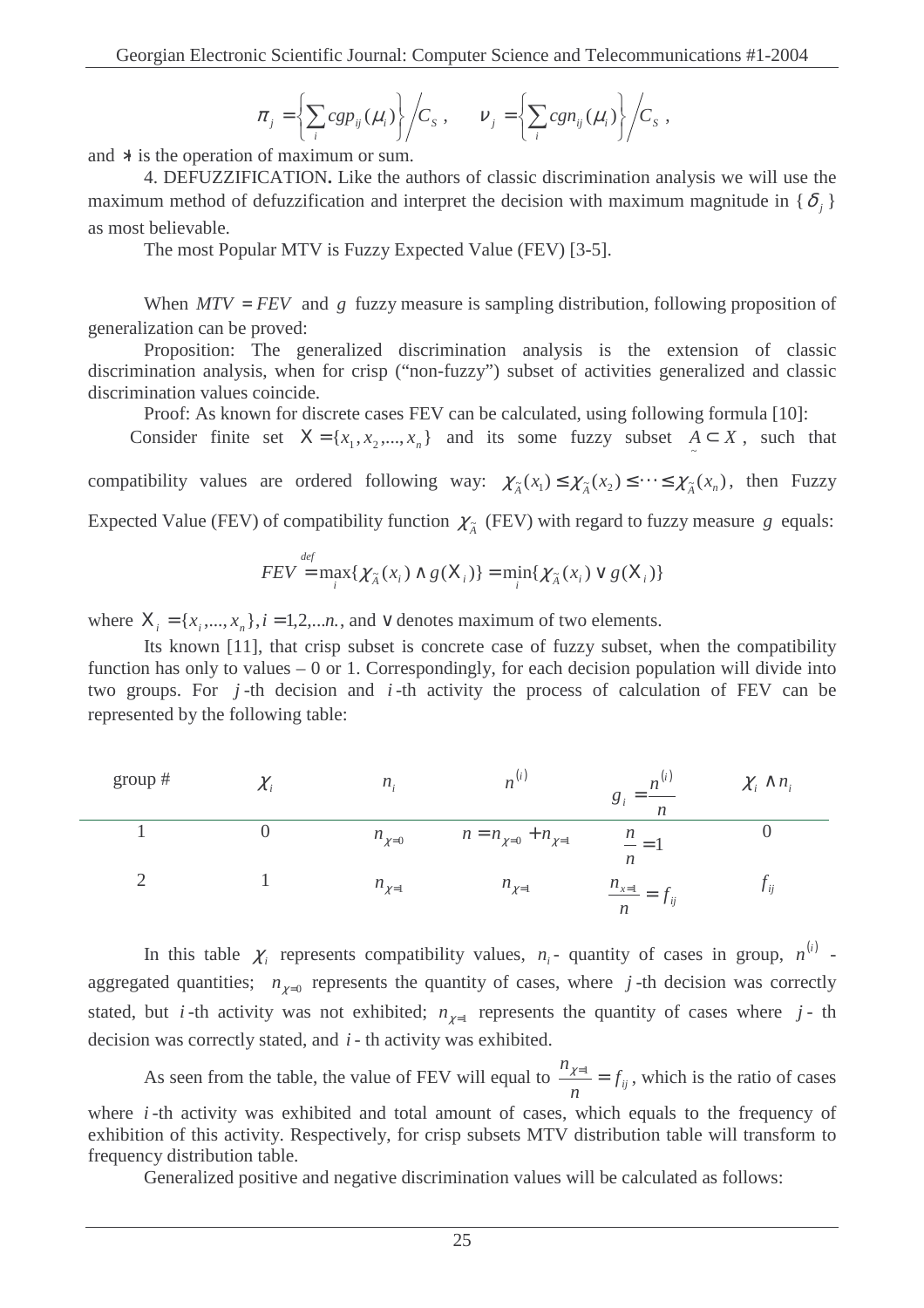$$\pi_j = \left\{ \sum_i cgp_{ij}(\mu_i) \right\} \Big/ C_S , \qquad \nu_j = \left\{ \sum_i cgn_{ij}(\mu_i) \right\} \Big/ C_S ,$$

and $\ast$ is the operation of maximum or sum.

4. DEFUZZIFICATION**.** Like the authors of classic discrimination analysis we will use the maximum method of defuzzification and interpret the decision with maximum magnitude in $\{\delta_j\}$ as most believable.

The most Popular MTV is Fuzzy Expected Value (FEV) [3-5].

When $MTV = FEV$ and $g$ fuzzy measure is sampling distribution, following proposition of generalization can be proved:

Proposition: The generalized discrimination analysis is the extension of classic discrimination analysis, when for crisp ("non-fuzzy") subset of activities generalized and classic discrimination values coincide.

Proof: As known for discrete cases FEV can be calculated, using following formula [10]:

Consider finite set $X = \{x_1, x_2, ..., x_n\}$ and its some fuzzy subset $\underset{\sim}{A} \subset X$, such that compatibility values are ordered following way: $\chi_{\tilde{A}}(x_1) \le \chi_{\tilde{A}}(x_2) \le \cdots \le \chi_{\tilde{A}}(x_n)$, then Fuzzy Expected Value (FEV) of compatibility function $\chi_{\tilde{A}}$ (FEV) with regard to fuzzy measure $g$ equals:

$$FEV \overset{def}{=} \max_i \{\chi_{\tilde{A}}(x_i) \wedge g(X_i)\} = \min_i \{\chi_{\tilde{A}}(x_i) \vee g(X_i)\}$$

where $X_i = \{x_i, ..., x_n\}, i = 1,2,...n.$, and $\vee$ denotes maximum of two elements.

Its known [11], that crisp subset is concrete case of fuzzy subset, when the compatibility function has only to values – 0 or 1. Correspondingly, for each decision population will divide into two groups. For $j$-th decision and $i$-th activity the process of calculation of FEV can be represented by the following table:

| group # | $\chi_i$ | $n_i$ | $n^{(i)}$ | $g_i = \dfrac{n^{(i)}}{n}$ | $\chi_i \wedge n_i$ |
|---|---|---|---|---|---|
| 1 | 0 | $n_{\chi=0}$ | $n = n_{\chi=0} + n_{\chi=1}$ | $\dfrac{n}{n} = 1$ | 0 |
| 2 | 1 | $n_{\chi=1}$ | $n_{\chi=1}$ | $\dfrac{n_{x=1}}{n} = f_{ij}$ | $f_{ij}$ |

In this table $\chi_i$ represents compatibility values, $n_i$ - quantity of cases in group, $n^{(i)}$ - aggregated quantities; $n_{\chi=0}$ represents the quantity of cases, where $j$-th decision was correctly stated, but $i$-th activity was not exhibited; $n_{\chi=1}$ represents the quantity of cases where $j$- th decision was correctly stated, and $i$- th activity was exhibited.

As seen from the table, the value of FEV will equal to $\dfrac{n_{\chi=1}}{n} = f_{ij}$, which is the ratio of cases where $i$-th activity was exhibited and total amount of cases, which equals to the frequency of exhibition of this activity. Respectively, for crisp subsets MTV distribution table will transform to frequency distribution table.

Generalized positive and negative discrimination values will be calculated as follows: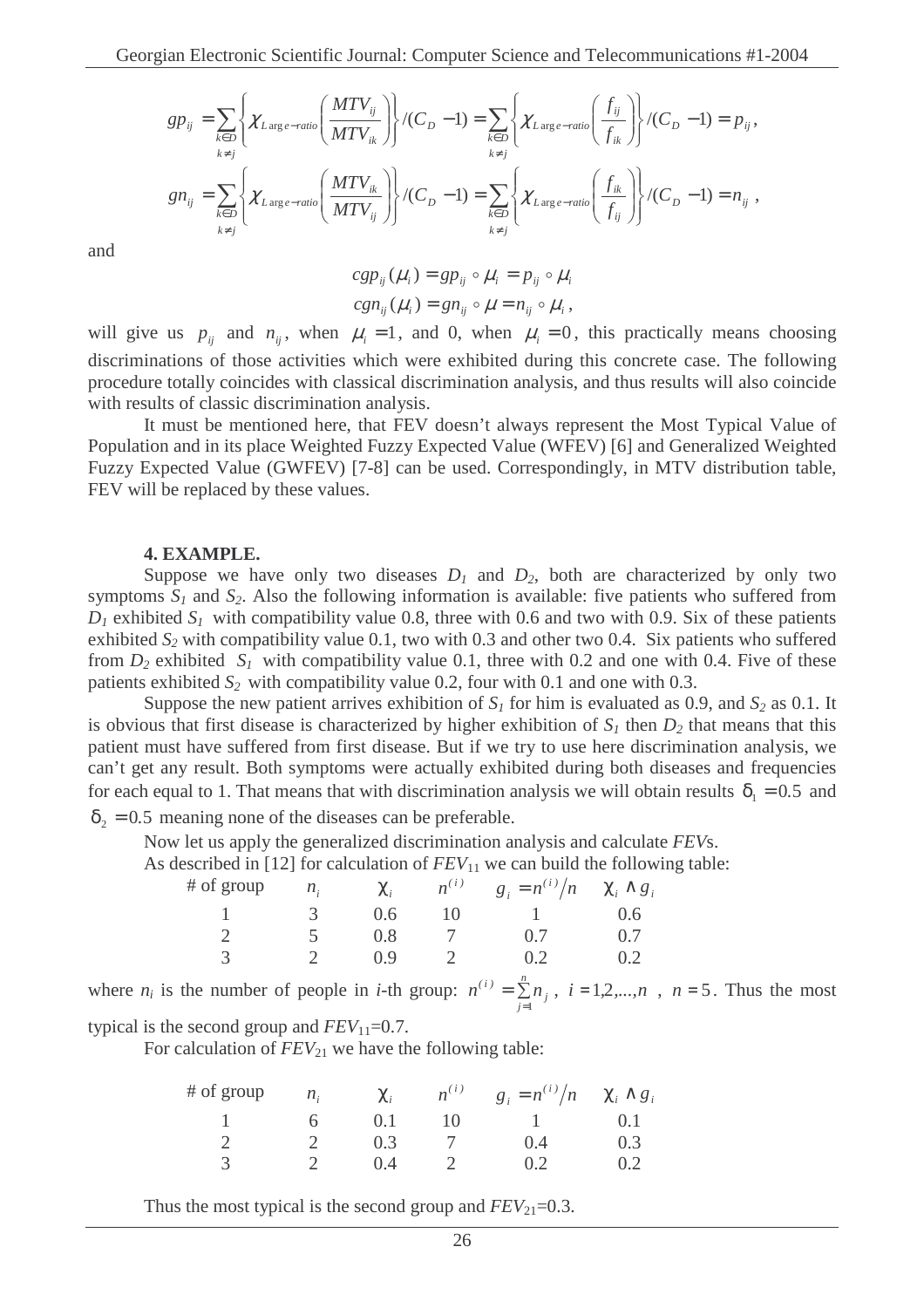$$gp_{ij} = \sum_{\substack{k \in D \\ k \neq j}} \left\{ \chi_{Large-ratio}\left( \frac{MTV_{ij}}{MTV_{ik}} \right) \right\} / (C_D - 1) = \sum_{\substack{k \in D \\ k \neq j}} \left\{ \chi_{Large-ratio}\left( \frac{f_{ij}}{f_{ik}} \right) \right\} / (C_D - 1) = p_{ij},$$

$$gn_{ij} = \sum_{\substack{k \in D \\ k \neq j}} \left\{ \chi_{Large-ratio}\left( \frac{MTV_{ik}}{MTV_{ij}} \right) \right\} / (C_D - 1) = \sum_{\substack{k \in D \\ k \neq j}} \left\{ \chi_{Large-ratio}\left( \frac{f_{ik}}{f_{ij}} \right) \right\} / (C_D - 1) = n_{ij},$$

and

$$cgp_{ij}(\mu_i) = gp_{ij} \circ \mu_i = p_{ij} \circ \mu_i$$

$$cgn_{ij}(\mu_i) = gn_{ij} \circ \mu = n_{ij} \circ \mu_i,$$

will give us $p_{ij}$ and $n_{ij}$, when $\mu_i = 1$, and 0, when $\mu_i = 0$, this practically means choosing discriminations of those activities which were exhibited during this concrete case. The following procedure totally coincides with classical discrimination analysis, and thus results will also coincide with results of classic discrimination analysis.

It must be mentioned here, that FEV doesn't always represent the Most Typical Value of Population and in its place Weighted Fuzzy Expected Value (WFEV) [6] and Generalized Weighted Fuzzy Expected Value (GWFEV) [7-8] can be used. Correspondingly, in MTV distribution table, FEV will be replaced by these values.

### 4. EXAMPLE.

Suppose we have only two diseases $D_1$ and $D_2$, both are characterized by only two symptoms $S_1$ and $S_2$. Also the following information is available: five patients who suffered from $D_1$ exhibited $S_1$ with compatibility value 0.8, three with 0.6 and two with 0.9. Six of these patients exhibited $S_2$ with compatibility value 0.1, two with 0.3 and other two 0.4. Six patients who suffered from $D_2$ exhibited $S_1$ with compatibility value 0.1, three with 0.2 and one with 0.4. Five of these patients exhibited $S_2$ with compatibility value 0.2, four with 0.1 and one with 0.3.

Suppose the new patient arrives exhibition of $S_1$ for him is evaluated as 0.9, and $S_2$ as 0.1. It is obvious that first disease is characterized by higher exhibition of $S_1$ then $D_2$ that means that this patient must have suffered from first disease. But if we try to use here discrimination analysis, we can't get any result. Both symptoms were actually exhibited during both diseases and frequencies for each equal to 1. That means that with discrimination analysis we will obtain results $\delta_1 = 0.5$ and $\delta_2 = 0.5$ meaning none of the diseases can be preferable.

Now let us apply the generalized discrimination analysis and calculate *FEV*s.

As described in [12] for calculation of $FEV_{11}$ we can build the following table:

| # of group | $n_i$ | $\chi_i$ | $n^{(i)}$ | $g_i = n^{(i)}/n$ | $\chi_i \wedge g_i$ |
|---|---|---|---|---|---|
| 1 | 3 | 0.6 | 10 | 1 | 0.6 |
| 2 | 5 | 0.8 | 7 | 0.7 | 0.7 |
| 3 | 2 | 0.9 | 2 | 0.2 | 0.2 |

where $n_i$ is the number of people in $i$-th group: $n^{(i)} = \sum_{j=1}^{n} n_j$, $i = 1,2,...,n$, $n = 5$. Thus the most typical is the second group and $FEV_{11}$=0.7.

For calculation of $FEV_{21}$ we have the following table:

| # of group | $n_i$ | $\chi_i$ | $n^{(i)}$ | $g_i = n^{(i)}/n$ | $\chi_i \wedge g_i$ |
|---|---|---|---|---|---|
| 1 | 6 | 0.1 | 10 | 1 | 0.1 |
| 2 | 2 | 0.3 | 7 | 0.4 | 0.3 |
| 3 | 2 | 0.4 | 2 | 0.2 | 0.2 |

Thus the most typical is the second group and $FEV_{21}$=0.3.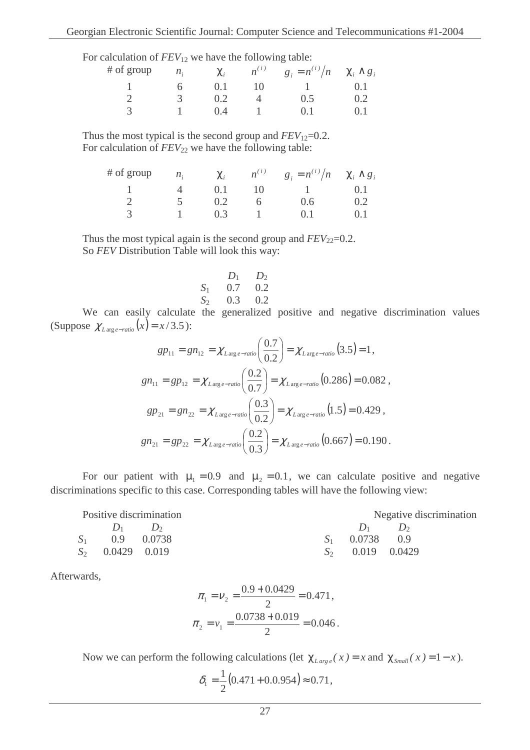For calculation of $FEV_{12}$ we have the following table:

| # of group | $n_i$ | $\chi_i$ | $n^{(i)}$ | $g_i = n^{(i)}/n$ | $\chi_i \wedge g_i$ |
|---|---|---|---|---|---|
| 1 | 6 | 0.1 | 10 | 1 | 0.1 |
| 2 | 3 | 0.2 | 4 | 0.5 | 0.2 |
| 3 | 1 | 0.4 | 1 | 0.1 | 0.1 |

Thus the most typical is the second group and $FEV_{12}$=0.2.
For calculation of $FEV_{22}$ we have the following table:

| # of group | $n_i$ | $\chi_i$ | $n^{(i)}$ | $g_i = n^{(i)}/n$ | $\chi_i \wedge g_i$ |
|---|---|---|---|---|---|
| 1 | 4 | 0.1 | 10 | 1 | 0.1 |
| 2 | 5 | 0.2 | 6 | 0.6 | 0.2 |
| 3 | 1 | 0.3 | 1 | 0.1 | 0.1 |

Thus the most typical again is the second group and $FEV_{22}$=0.2.
So *FEV* Distribution Table will look this way:

| | $D_1$ | $D_2$ |
|---|---|---|
| $S_1$ | 0.7 | 0.2 |
| $S_2$ | 0.3 | 0.2 |

We can easily calculate the generalized positive and negative discrimination values (Suppose $\chi_{Large-ratio}(x) = x/3.5$):

$$gp_{11} = gn_{12} = \chi_{Large-ratio}\left(\frac{0.7}{0.2}\right) = \chi_{Large-ratio}(3.5) = 1,$$

$$gn_{11} = gp_{12} = \chi_{Large-ratio}\left(\frac{0.2}{0.7}\right) = \chi_{Large-ratio}(0.286) = 0.082,$$

$$gp_{21} = gn_{22} = \chi_{Large-ratio}\left(\frac{0.3}{0.2}\right) = \chi_{Large-ratio}(1.5) = 0.429,$$

$$gn_{21} = gp_{22} = \chi_{Large-ratio}\left(\frac{0.2}{0.3}\right) = \chi_{Large-ratio}(0.667) = 0.190.$$

For our patient with $\mu_1 = 0.9$ and $\mu_2 = 0.1$, we can calculate positive and negative discriminations specific to this case. Corresponding tables will have the following view:

Positive discrimination

| | $D_1$ | $D_2$ |
|---|---|---|
| $S_1$ | 0.9 | 0.0738 |
| $S_2$ | 0.0429 | 0.019 |

Negative discrimination

| | $D_1$ | $D_2$ |
|---|---|---|
| $S_1$ | 0.0738 | 0.9 |
| $S_2$ | 0.019 | 0.0429 |

Afterwards,

$$\pi_1 = \nu_2 = \frac{0.9 + 0.0429}{2} = 0.471,$$

$$\pi_2 = \nu_1 = \frac{0.0738 + 0.019}{2} = 0.046.$$

Now we can perform the following calculations (let $\chi_{Large}(x) = x$ and $\chi_{Small}(x) = 1 - x$).

$$\delta_1 = \frac{1}{2}(0.471 + 0.0.954) \approx 0.71,$$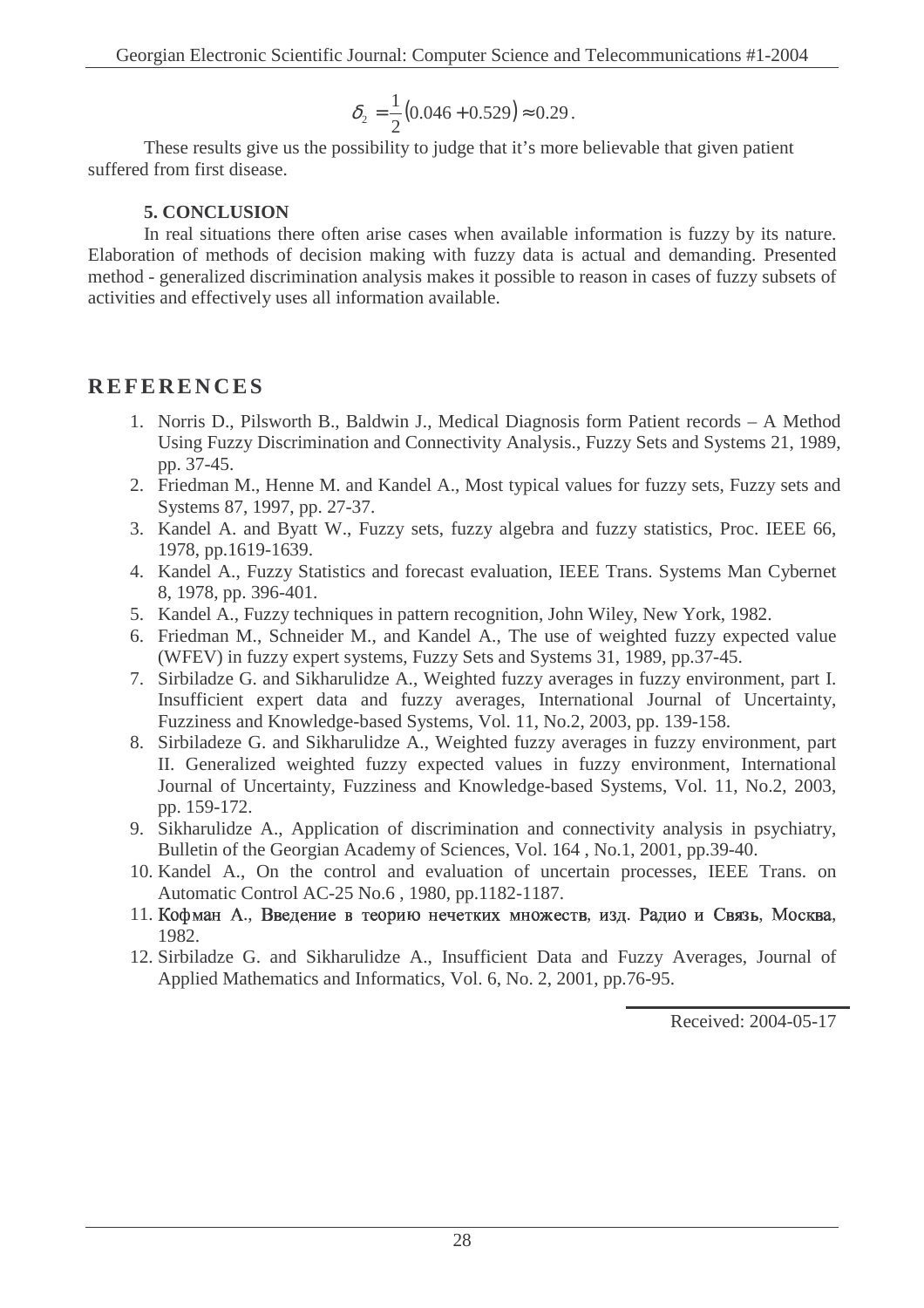$$\delta_2 = \frac{1}{2}(0.046 + 0.529) \approx 0.29 .$$

These results give us the possibility to judge that it's more believable that given patient suffered from first disease.

### 5. CONCLUSION

In real situations there often arise cases when available information is fuzzy by its nature. Elaboration of methods of decision making with fuzzy data is actual and demanding. Presented method - generalized discrimination analysis makes it possible to reason in cases of fuzzy subsets of activities and effectively uses all information available.

## REFERENCES

1. Norris D., Pilsworth B., Baldwin J., Medical Diagnosis form Patient records – A Method Using Fuzzy Discrimination and Connectivity Analysis., Fuzzy Sets and Systems 21, 1989, pp. 37-45.
2. Friedman M., Henne M. and Kandel A., Most typical values for fuzzy sets, Fuzzy sets and Systems 87, 1997, pp. 27-37.
3. Kandel A. and Byatt W., Fuzzy sets, fuzzy algebra and fuzzy statistics, Proc. IEEE 66, 1978, pp.1619-1639.
4. Kandel A., Fuzzy Statistics and forecast evaluation, IEEE Trans. Systems Man Cybernet 8, 1978, pp. 396-401.
5. Kandel A., Fuzzy techniques in pattern recognition, John Wiley, New York, 1982.
6. Friedman M., Schneider M., and Kandel A., The use of weighted fuzzy expected value (WFEV) in fuzzy expert systems, Fuzzy Sets and Systems 31, 1989, pp.37-45.
7. Sirbiladze G. and Sikharulidze A., Weighted fuzzy averages in fuzzy environment, part I. Insufficient expert data and fuzzy averages, International Journal of Uncertainty, Fuzziness and Knowledge-based Systems, Vol. 11, No.2, 2003, pp. 139-158.
8. Sirbiladeze G. and Sikharulidze A., Weighted fuzzy averages in fuzzy environment, part II. Generalized weighted fuzzy expected values in fuzzy environment, International Journal of Uncertainty, Fuzziness and Knowledge-based Systems, Vol. 11, No.2, 2003, pp. 159-172.
9. Sikharulidze A., Application of discrimination and connectivity analysis in psychiatry, Bulletin of the Georgian Academy of Sciences, Vol. 164 , No.1, 2001, pp.39-40.
10. Kandel A., On the control and evaluation of uncertain processes, IEEE Trans. on Automatic Control AC-25 No.6 , 1980, pp.1182-1187.
11. Кофман А., Введение в теорию нечетких множеств, изд. Радио и Связь, Москва, 1982.
12. Sirbiladze G. and Sikharulidze A., Insufficient Data and Fuzzy Averages, Journal of Applied Mathematics and Informatics, Vol. 6, No. 2, 2001, pp.76-95.

Received: 2004-05-17